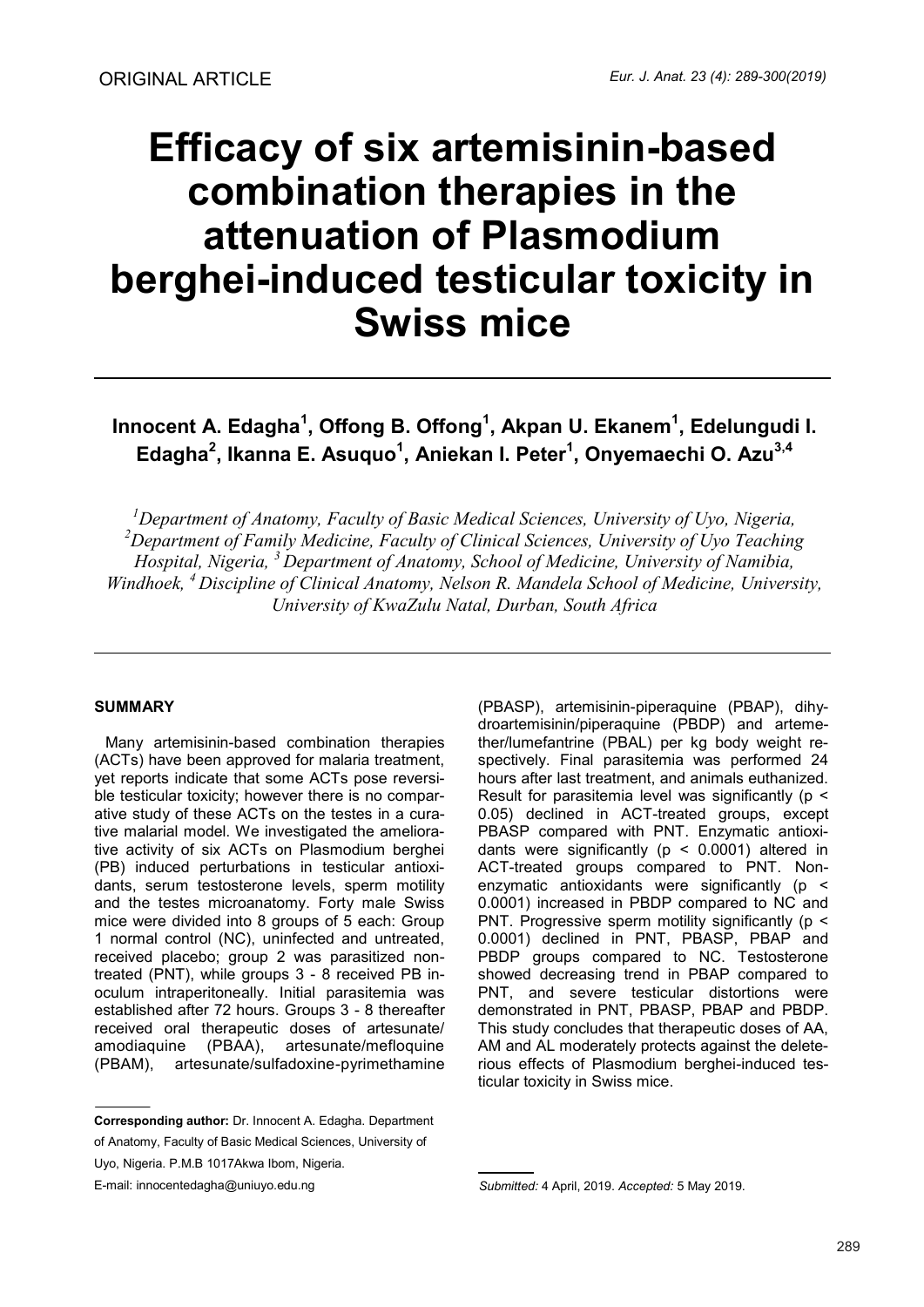ORIGINAL ARTICLE

# Efficacy of six artemisinin-based combination therapies in the attenuation of Plasmodium berghei-induced testicular toxicity in Swiss mice

**Innocent A. Edagha[1], Offong B. Offong[1], Akpan U. Ekanem[1], Edelungudi I. Edagha[2], Ikanna E. Asuquo[1], Aniekan I. Peter[1], Onyemaechi O. Azu[3,4]**

*[1]Department of Anatomy, Faculty of Basic Medical Sciences, University of Uyo, Nigeria, [2]Department of Family Medicine, Faculty of Clinical Sciences, University of Uyo Teaching Hospital, Nigeria, [3] Department of Anatomy, School of Medicine, University of Namibia, Windhoek, [4] Discipline of Clinical Anatomy, Nelson R. Mandela School of Medicine, University, University of KwaZulu Natal, Durban, South Africa*

## SUMMARY

Many artemisinin-based combination therapies (ACTs) have been approved for malaria treatment, yet reports indicate that some ACTs pose reversible testicular toxicity; however there is no comparative study of these ACTs on the testes in a curative malarial model. We investigated the ameliorative activity of six ACTs on Plasmodium berghei (PB) induced perturbations in testicular antioxidants, serum testosterone levels, sperm motility and the testes microanatomy. Forty male Swiss mice were divided into 8 groups of 5 each: Group 1 normal control (NC), uninfected and untreated, received placebo; group 2 was parasitized non-treated (PNT), while groups 3 - 8 received PB inoculum intraperitoneally. Initial parasitemia was established after 72 hours. Groups 3 - 8 thereafter received oral therapeutic doses of artesunate/amodiaquine (PBAA), artesunate/mefloquine (PBAM), artesunate/sulfadoxine-pyrimethamine (PBASP), artemisinin-piperaquine (PBAP), dihydroartemisinin/piperaquine (PBDP) and artemether/lumefantrine (PBAL) per kg body weight respectively. Final parasitemia was performed 24 hours after last treatment, and animals euthanized. Result for parasitemia level was significantly ($p < 0.05$) declined in ACT-treated groups, except PBASP compared with PNT. Enzymatic antioxidants were significantly ($p < 0.0001$) altered in ACT-treated groups compared to PNT. Non-enzymatic antioxidants were significantly ($p < 0.0001$) increased in PBDP compared to NC and PNT. Progressive sperm motility significantly ($p < 0.0001$) declined in PNT, PBASP, PBAP and PBDP groups compared to NC. Testosterone showed decreasing trend in PBAP compared to PNT, and severe testicular distortions were demonstrated in PNT, PBASP, PBAP and PBDP. This study concludes that therapeutic doses of AA, AM and AL moderately protects against the deleterious effects of Plasmodium berghei-induced testicular toxicity in Swiss mice.

---

**Corresponding author:** Dr. Innocent A. Edagha. Department of Anatomy, Faculty of Basic Medical Sciences, University of Uyo, Nigeria. P.M.B 1017Akwa Ibom, Nigeria.
E-mail: innocentedagha@uniuyo.edu.ng

*Submitted:* 4 April, 2019. *Accepted:* 5 May 2019.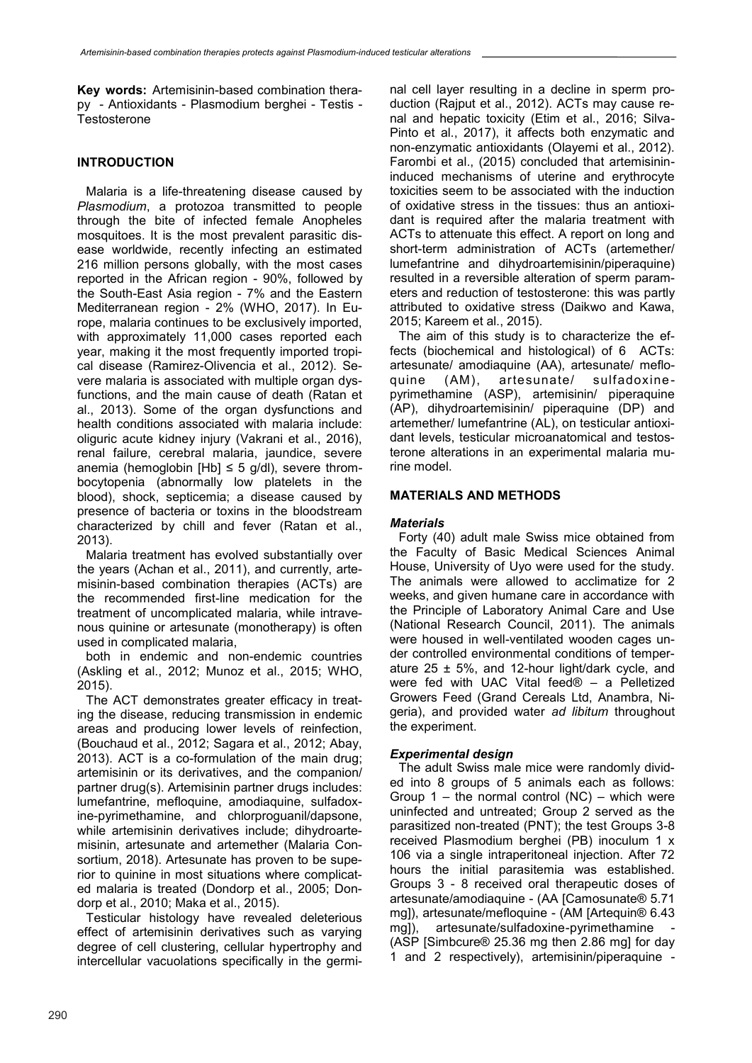**Key words:** Artemisinin-based combination therapy - Antioxidants - Plasmodium berghei - Testis - Testosterone

## INTRODUCTION

Malaria is a life-threatening disease caused by *Plasmodium*, a protozoa transmitted to people through the bite of infected female Anopheles mosquitoes. It is the most prevalent parasitic disease worldwide, recently infecting an estimated 216 million persons globally, with the most cases reported in the African region - 90%, followed by the South-East Asia region - 7% and the Eastern Mediterranean region - 2% (WHO, 2017). In Europe, malaria continues to be exclusively imported, with approximately 11,000 cases reported each year, making it the most frequently imported tropical disease (Ramirez-Olivencia et al., 2012). Severe malaria is associated with multiple organ dysfunctions, and the main cause of death (Ratan et al., 2013). Some of the organ dysfunctions and health conditions associated with malaria include: oliguric acute kidney injury (Vakrani et al., 2016), renal failure, cerebral malaria, jaundice, severe anemia (hemoglobin [Hb] ≤ 5 g/dl), severe thrombocytopenia (abnormally low platelets in the blood), shock, septicemia; a disease caused by presence of bacteria or toxins in the bloodstream characterized by chill and fever (Ratan et al., 2013).

Malaria treatment has evolved substantially over the years (Achan et al., 2011), and currently, artemisinin-based combination therapies (ACTs) are the recommended first-line medication for the treatment of uncomplicated malaria, while intravenous quinine or artesunate (monotherapy) is often used in complicated malaria,

both in endemic and non-endemic countries (Askling et al., 2012; Munoz et al., 2015; WHO, 2015).

The ACT demonstrates greater efficacy in treating the disease, reducing transmission in endemic areas and producing lower levels of reinfection, (Bouchaud et al., 2012; Sagara et al., 2012; Abay, 2013). ACT is a co-formulation of the main drug; artemisinin or its derivatives, and the companion/ partner drug(s). Artemisinin partner drugs includes: lumefantrine, mefloquine, amodiaquine, sulfadoxine-pyrimethamine, and chlorproguanil/dapsone, while artemisinin derivatives include; dihydroartemisinin, artesunate and artemether (Malaria Consortium, 2018). Artesunate has proven to be superior to quinine in most situations where complicated malaria is treated (Dondorp et al., 2005; Dondorp et al., 2010; Maka et al., 2015).

Testicular histology have revealed deleterious effect of artemisinin derivatives such as varying degree of cell clustering, cellular hypertrophy and intercellular vacuolations specifically in the germinal cell layer resulting in a decline in sperm production (Rajput et al., 2012). ACTs may cause renal and hepatic toxicity (Etim et al., 2016; Silva-Pinto et al., 2017), it affects both enzymatic and non-enzymatic antioxidants (Olayemi et al., 2012). Farombi et al., (2015) concluded that artemisinin-induced mechanisms of uterine and erythrocyte toxicities seem to be associated with the induction of oxidative stress in the tissues: thus an antioxidant is required after the malaria treatment with ACTs to attenuate this effect. A report on long and short-term administration of ACTs (artemether/ lumefantrine and dihydroartemisinin/piperaquine) resulted in a reversible alteration of sperm parameters and reduction of testosterone: this was partly attributed to oxidative stress (Daikwo and Kawa, 2015; Kareem et al., 2015).

The aim of this study is to characterize the effects (biochemical and histological) of 6 ACTs: artesunate/ amodiaquine (AA), artesunate/ mefloquine (AM), artesunate/ sulfadoxine-pyrimethamine (ASP), artemisinin/ piperaquine (AP), dihydroartemisinin/ piperaquine (DP) and artemether/ lumefantrine (AL), on testicular antioxidant levels, testicular microanatomical and testosterone alterations in an experimental malaria murine model.

## MATERIALS AND METHODS

### *Materials*

Forty (40) adult male Swiss mice obtained from the Faculty of Basic Medical Sciences Animal House, University of Uyo were used for the study. The animals were allowed to acclimatize for 2 weeks, and given humane care in accordance with the Principle of Laboratory Animal Care and Use (National Research Council, 2011). The animals were housed in well-ventilated wooden cages under controlled environmental conditions of temperature 25 ± 5%, and 12-hour light/dark cycle, and were fed with UAC Vital feed® – a Pelletized Growers Feed (Grand Cereals Ltd, Anambra, Nigeria), and provided water *ad libitum* throughout the experiment.

### *Experimental design*

The adult Swiss male mice were randomly divided into 8 groups of 5 animals each as follows: Group 1 – the normal control (NC) – which were uninfected and untreated; Group 2 served as the parasitized non-treated (PNT); the test Groups 3-8 received Plasmodium berghei (PB) inoculum 1 x 106 via a single intraperitoneal injection. After 72 hours the initial parasitemia was established. Groups 3 - 8 received oral therapeutic doses of artesunate/amodiaquine - (AA [Camosunate® 5.71 mg]), artesunate/mefloquine - (AM [Artequin® 6.43 mg]), artesunate/sulfadoxine-pyrimethamine - (ASP [Simbcure® 25.36 mg then 2.86 mg] for day 1 and 2 respectively), artemisinin/piperaquine -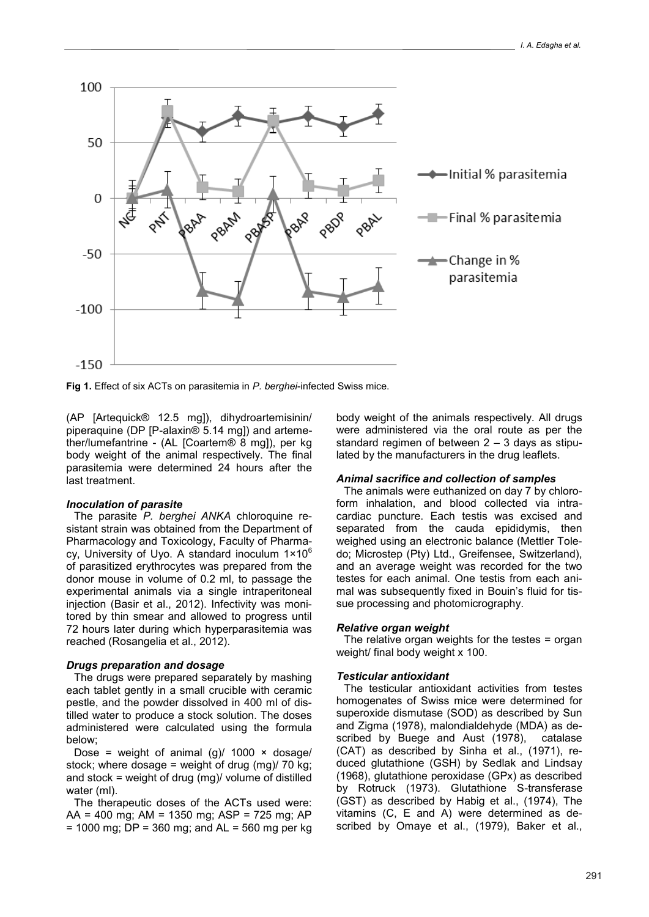Fig 1. Effect of six ACTs on parasitemia in *P. berghei*-infected Swiss mice.

(AP [Artequick® 12.5 mg]), dihydroartemisinin/ piperaquine (DP [P-alaxin® 5.14 mg]) and artemether/lumefantrine - (AL [Coartem® 8 mg]), per kg body weight of the animal respectively. The final parasitemia were determined 24 hours after the last treatment.

### *Inoculation of parasite*

The parasite *P. berghei ANKA* chloroquine resistant strain was obtained from the Department of Pharmacology and Toxicology, Faculty of Pharmacy, University of Uyo. A standard inoculum $1 \times 10^6$ of parasitized erythrocytes was prepared from the donor mouse in volume of 0.2 ml, to passage the experimental animals via a single intraperitoneal injection (Basir et al., 2012). Infectivity was monitored by thin smear and allowed to progress until 72 hours later during which hyperparasitemia was reached (Rosangelia et al., 2012).

### *Drugs preparation and dosage*

The drugs were prepared separately by mashing each tablet gently in a small crucible with ceramic pestle, and the powder dissolved in 400 ml of distilled water to produce a stock solution. The doses administered were calculated using the formula below;

Dose = weight of animal (g)/ 1000 × dosage/ stock; where dosage = weight of drug (mg)/ 70 kg; and stock = weight of drug (mg)/ volume of distilled water (ml).

The therapeutic doses of the ACTs used were: AA = 400 mg; AM = 1350 mg; ASP = 725 mg; AP = 1000 mg; DP = 360 mg; and AL = 560 mg per kg body weight of the animals respectively. All drugs were administered via the oral route as per the standard regimen of between 2 – 3 days as stipulated by the manufacturers in the drug leaflets.

### *Animal sacrifice and collection of samples*

The animals were euthanized on day 7 by chloroform inhalation, and blood collected via intracardiac puncture. Each testis was excised and separated from the cauda epididymis, then weighed using an electronic balance (Mettler Toledo; Microstep (Pty) Ltd., Greifensee, Switzerland), and an average weight was recorded for the two testes for each animal. One testis from each animal was subsequently fixed in Bouin's fluid for tissue processing and photomicrography.

### *Relative organ weight*

The relative organ weights for the testes = organ weight/ final body weight x 100.

### *Testicular antioxidant*

The testicular antioxidant activities from testes homogenates of Swiss mice were determined for superoxide dismutase (SOD) as described by Sun and Zigma (1978), malondialdehyde (MDA) as described by Buege and Aust (1978), catalase (CAT) as described by Sinha et al., (1971), reduced glutathione (GSH) by Sedlak and Lindsay (1968), glutathione peroxidase (GPx) as described by Rotruck (1973). Glutathione S-transferase (GST) as described by Habig et al., (1974), The vitamins (C, E and A) were determined as described by Omaye et al., (1979), Baker et al.,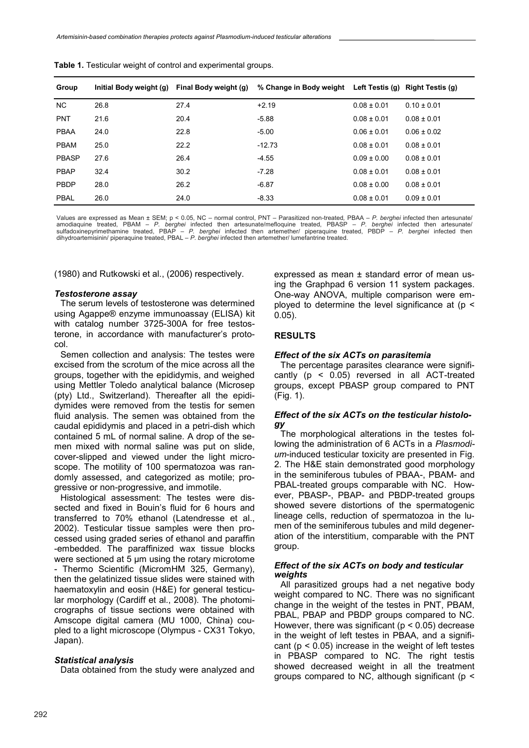**Table 1.** Testicular weight of control and experimental groups.

| Group | Initial Body weight (g) | Final Body weight (g) | % Change in Body weight | Left Testis (g) | Right Testis (g) |
|---|---|---|---|---|---|
| NC | 26.8 | 27.4 | +2.19 | 0.08 ± 0.01 | 0.10 ± 0.01 |
| PNT | 21.6 | 20.4 | -5.88 | 0.08 ± 0.01 | 0.08 ± 0.01 |
| PBAA | 24.0 | 22.8 | -5.00 | 0.06 ± 0.01 | 0.06 ± 0.02 |
| PBAM | 25.0 | 22.2 | -12.73 | 0.08 ± 0.01 | 0.08 ± 0.01 |
| PBASP | 27.6 | 26.4 | -4.55 | 0.09 ± 0.00 | 0.08 ± 0.01 |
| PBAP | 32.4 | 30.2 | -7.28 | 0.08 ± 0.01 | 0.08 ± 0.01 |
| PBDP | 28.0 | 26.2 | -6.87 | 0.08 ± 0.00 | 0.08 ± 0.01 |
| PBAL | 26.0 | 24.0 | -8.33 | 0.08 ± 0.01 | 0.09 ± 0.01 |

Values are expressed as Mean ± SEM; $p < 0.05$, NC – normal control, PNT – Parasitized non-treated, PBAA – *P. berghei* infected then artesunate/ amodiaquine treated, PBAM – *P. berghei* infected then artesunate/mefloquine treated, PBASP – *P. berghei* infected then artesunate/ sulfadoxinepyrimethamine treated, PBAP – *P. berghei* infected then artemether/ piperaquine treated, PBDP – *P. berghei* infected then dihydroartemisinin/ piperaquine treated, PBAL – *P. berghei* infected then artemether/ lumefantrine treated.

(1980) and Rutkowski et al., (2006) respectively.

### *Testosterone assay*

The serum levels of testosterone was determined using Agappe® enzyme immunoassay (ELISA) kit with catalog number 3725-300A for free testosterone, in accordance with manufacturer's protocol.

Semen collection and analysis: The testes were excised from the scrotum of the mice across all the groups, together with the epididymis, and weighed using Mettler Toledo analytical balance (Microsep (pty) Ltd., Switzerland). Thereafter all the epididymides were removed from the testis for semen fluid analysis. The semen was obtained from the caudal epididymis and placed in a petri-dish which contained 5 mL of normal saline. A drop of the semen mixed with normal saline was put on slide, cover-slipped and viewed under the light microscope. The motility of 100 spermatozoa was randomly assessed, and categorized as motile; progressive or non-progressive, and immotile.

Histological assessment: The testes were dissected and fixed in Bouin's fluid for 6 hours and transferred to 70% ethanol (Latendresse et al., 2002). Testicular tissue samples were then processed using graded series of ethanol and paraffin -embedded. The paraffinized wax tissue blocks were sectioned at 5 µm using the rotary microtome - Thermo Scientific (MicromHM 325, Germany), then the gelatinized tissue slides were stained with haematoxylin and eosin (H&E) for general testicular morphology (Cardiff et al., 2008). The photomicrographs of tissue sections were obtained with Amscope digital camera (MU 1000, China) coupled to a light microscope (Olympus - CX31 Tokyo, Japan).

### *Statistical analysis*

Data obtained from the study were analyzed and expressed as mean ± standard error of mean using the Graphpad 6 version 11 system packages. One-way ANOVA, multiple comparison were employed to determine the level significance at ($p < 0.05$).

## RESULTS

### *Effect of the six ACTs on parasitemia*

The percentage parasites clearance were significantly ($p < 0.05$) reversed in all ACT-treated groups, except PBASP group compared to PNT (Fig. 1).

### *Effect of the six ACTs on the testicular histology*

The morphological alterations in the testes following the administration of 6 ACTs in a *Plasmodium*-induced testicular toxicity are presented in Fig. 2. The H&E stain demonstrated good morphology in the seminiferous tubules of PBAA-, PBAM- and PBAL-treated groups comparable with NC. However, PBASP-, PBAP- and PBDP-treated groups showed severe distortions of the spermatogenic lineage cells, reduction of spermatozoa in the lumen of the seminiferous tubules and mild degeneration of the interstitium, comparable with the PNT group.

### *Effect of the six ACTs on body and testicular weights*

All parasitized groups had a net negative body weight compared to NC. There was no significant change in the weight of the testes in PNT, PBAM, PBAL, PBAP and PBDP groups compared to NC. However, there was significant ($p < 0.05$) decrease in the weight of left testes in PBAA, and a significant ($p < 0.05$) increase in the weight of left testes in PBASP compared to NC. The right testis showed decreased weight in all the treatment groups compared to NC, although significant ($p <$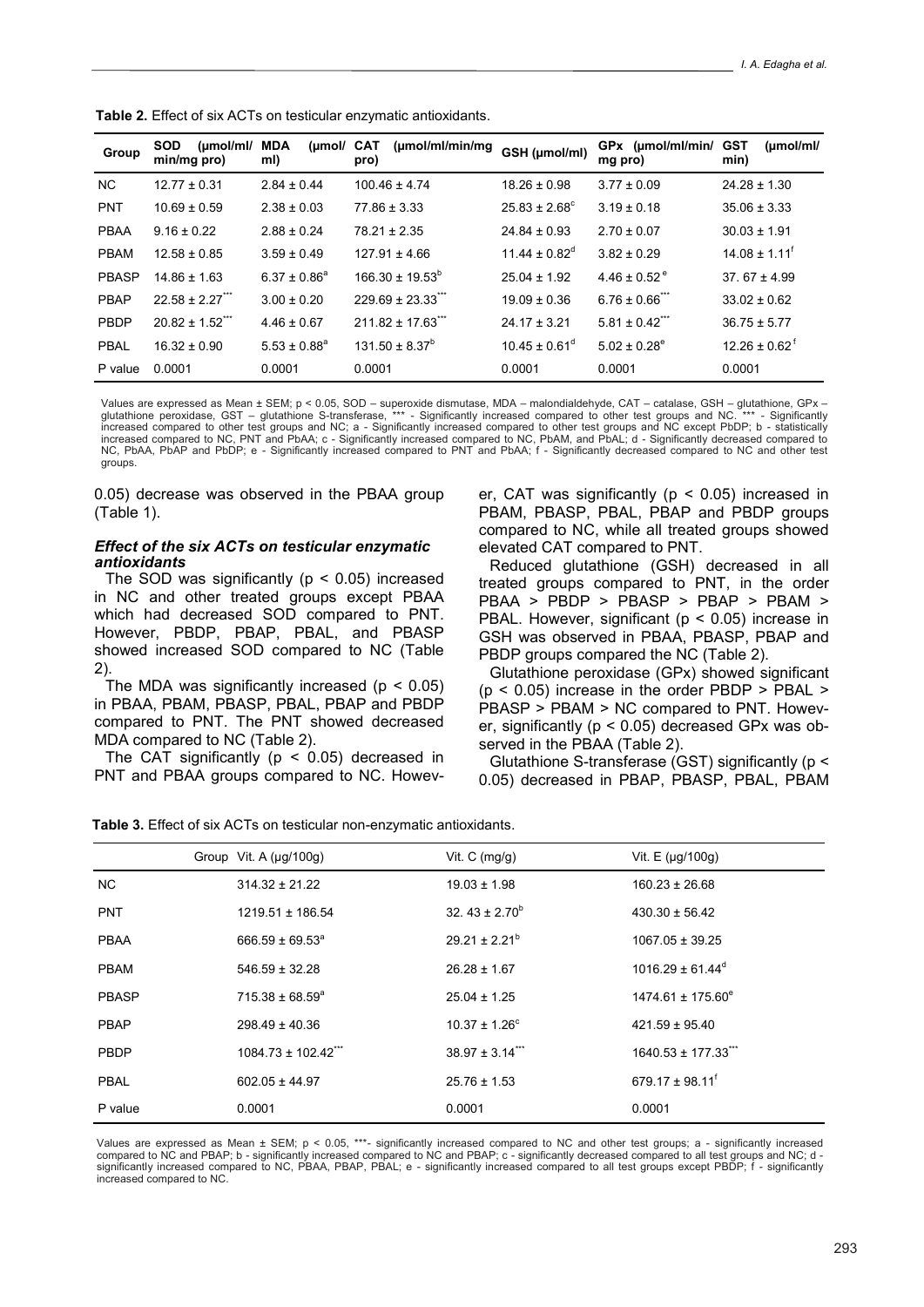**Table 2.** Effect of six ACTs on testicular enzymatic antioxidants.

| Group | SOD (μmol/ml/min/mg pro) | MDA (μmol/ml) | CAT (μmol/ml/min/mg pro) | GSH (μmol/ml) | GPx (μmol/ml/min/mg pro) | GST (μmol/ml/min) |
|---|---|---|---|---|---|---|
| NC | 12.77 ± 0.31 | 2.84 ± 0.44 | 100.46 ± 4.74 | 18.26 ± 0.98 | 3.77 ± 0.09 | 24.28 ± 1.30 |
| PNT | 10.69 ± 0.59 | 2.38 ± 0.03 | 77.86 ± 3.33 | 25.83 ± 2.68$^{c}$ | 3.19 ± 0.18 | 35.06 ± 3.33 |
| PBAA | 9.16 ± 0.22 | 2.88 ± 0.24 | 78.21 ± 2.35 | 24.84 ± 0.93 | 2.70 ± 0.07 | 30.03 ± 1.91 |
| PBAM | 12.58 ± 0.85 | 3.59 ± 0.49 | 127.91 ± 4.66 | 11.44 ± 0.82$^{d}$ | 3.82 ± 0.29 | 14.08 ± 1.11$^{f}$ |
| PBASP | 14.86 ± 1.63 | 6.37 ± 0.86$^{a}$ | 166.30 ± 19.53$^{b}$ | 25.04 ± 1.92 | 4.46 ± 0.52$^{e}$ | 37. 67 ± 4.99 |
| PBAP | 22.58 ± 2.27$^{***}$ | 3.00 ± 0.20 | 229.69 ± 23.33$^{***}$ | 19.09 ± 0.36 | 6.76 ± 0.66$^{***}$ | 33.02 ± 0.62 |
| PBDP | 20.82 ± 1.52$^{***}$ | 4.46 ± 0.67 | 211.82 ± 17.63$^{***}$ | 24.17 ± 3.21 | 5.81 ± 0.42$^{***}$ | 36.75 ± 5.77 |
| PBAL | 16.32 ± 0.90 | 5.53 ± 0.88$^{a}$ | 131.50 ± 8.37$^{b}$ | 10.45 ± 0.61$^{d}$ | 5.02 ± 0.28$^{e}$ | 12.26 ± 0.62$^{f}$ |
| P value | 0.0001 | 0.0001 | 0.0001 | 0.0001 | 0.0001 | 0.0001 |

Values are expressed as Mean ± SEM; $p < 0.05$, SOD – superoxide dismutase, MDA – malondialdehyde, CAT – catalase, GSH – glutathione, GPx – glutathione peroxidase, GST – glutathione S-transferase, *** - Significantly increased compared to other test groups and NC. *** - Significantly increased compared to other test groups and NC; a - Significantly increased compared to other test groups and NC except PbDP; b - statistically increased compared to NC, PNT and PbAA; c - Significantly increased compared to NC, PbAM, and PbAL; d - Significantly decreased compared to NC, PbAA, PbAP and PbDP; e - Significantly increased compared to PNT and PbAA; f - Significantly decreased compared to NC and other test groups.

0.05) decrease was observed in the PBAA group (Table 1).

### *Effect of the six ACTs on testicular enzymatic antioxidants*

The SOD was significantly ($p < 0.05$) increased in NC and other treated groups except PBAA which had decreased SOD compared to PNT. However, PBDP, PBAP, PBAL, and PBASP showed increased SOD compared to NC (Table 2).

The MDA was significantly increased ($p < 0.05$) in PBAA, PBAM, PBASP, PBAL, PBAP and PBDP compared to PNT. The PNT showed decreased MDA compared to NC (Table 2).

The CAT significantly ($p < 0.05$) decreased in PNT and PBAA groups compared to NC. However, CAT was significantly ($p < 0.05$) increased in PBAM, PBASP, PBAL, PBAP and PBDP groups compared to NC, while all treated groups showed elevated CAT compared to PNT.

Reduced glutathione (GSH) decreased in all treated groups compared to PNT, in the order PBAA > PBDP > PBASP > PBAP > PBAM > PBAL. However, significant ($p < 0.05$) increase in GSH was observed in PBAA, PBASP, PBAP and PBDP groups compared the NC (Table 2).

Glutathione peroxidase (GPx) showed significant ($p < 0.05$) increase in the order PBDP > PBAL > PBASP > PBAM > NC compared to PNT. However, significantly ($p < 0.05$) decreased GPx was observed in the PBAA (Table 2).

Glutathione S-transferase (GST) significantly ($p < 0.05$) decreased in PBAP, PBASP, PBAL, PBAM

**Table 3.** Effect of six ACTs on testicular non-enzymatic antioxidants.

| Group | Vit. A (μg/100g) | Vit. C (mg/g) | Vit. E (μg/100g) |
|---|---|---|---|
| NC | 314.32 ± 21.22 | 19.03 ± 1.98 | 160.23 ± 26.68 |
| PNT | 1219.51 ± 186.54 | 32. 43 ± 2.70$^{b}$ | 430.30 ± 56.42 |
| PBAA | 666.59 ± 69.53$^{a}$ | 29.21 ± 2.21$^{b}$ | 1067.05 ± 39.25 |
| PBAM | 546.59 ± 32.28 | 26.28 ± 1.67 | 1016.29 ± 61.44$^{d}$ |
| PBASP | 715.38 ± 68.59$^{a}$ | 25.04 ± 1.25 | 1474.61 ± 175.60$^{e}$ |
| PBAP | 298.49 ± 40.36 | 10.37 ± 1.26$^{c}$ | 421.59 ± 95.40 |
| PBDP | 1084.73 ± 102.42$^{***}$ | 38.97 ± 3.14$^{***}$ | 1640.53 ± 177.33$^{***}$ |
| PBAL | 602.05 ± 44.97 | 25.76 ± 1.53 | 679.17 ± 98.11$^{f}$ |
| P value | 0.0001 | 0.0001 | 0.0001 |

Values are expressed as Mean ± SEM; $p < 0.05$, ***- significantly increased compared to NC and other test groups; a - significantly increased compared to NC and PBAP; b - significantly increased compared to NC and PBAP; c - significantly decreased compared to all test groups and NC; d - significantly increased compared to NC, PBAA, PBAP, PBAL; e - significantly increased compared to all test groups except PBDP; f - significantly increased compared to NC.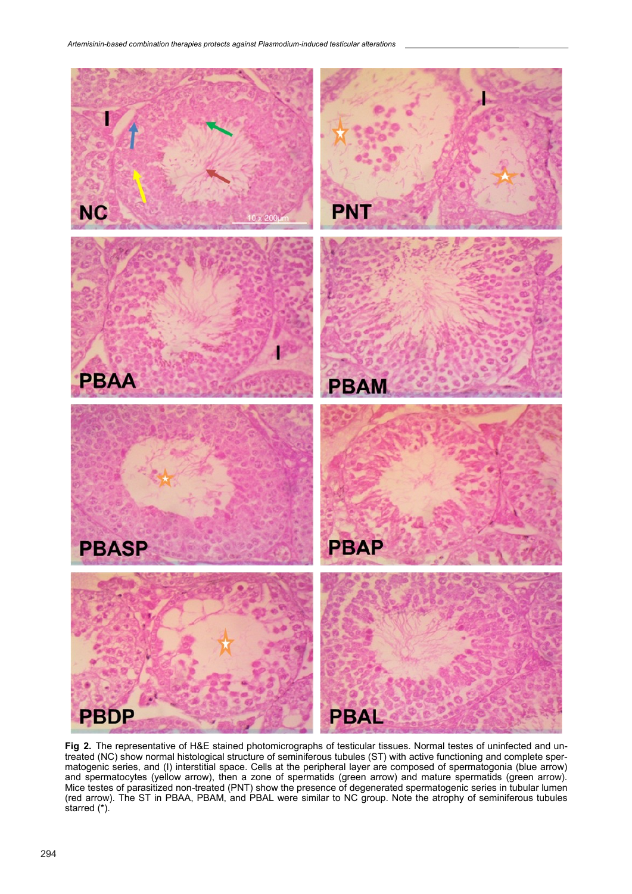**Fig 2.** The representative of H&E stained photomicrographs of testicular tissues. Normal testes of uninfected and untreated (NC) show normal histological structure of seminiferous tubules (ST) with active functioning and complete spermatogenic series, and (I) interstitial space. Cells at the peripheral layer are composed of spermatogonia (blue arrow) and spermatocytes (yellow arrow), then a zone of spermatids (green arrow) and mature spermatids (green arrow). Mice testes of parasitized non-treated (PNT) show the presence of degenerated spermatogenic series in tubular lumen (red arrow). The ST in PBAA, PBAM, and PBAL were similar to NC group. Note the atrophy of seminiferous tubules starred (*).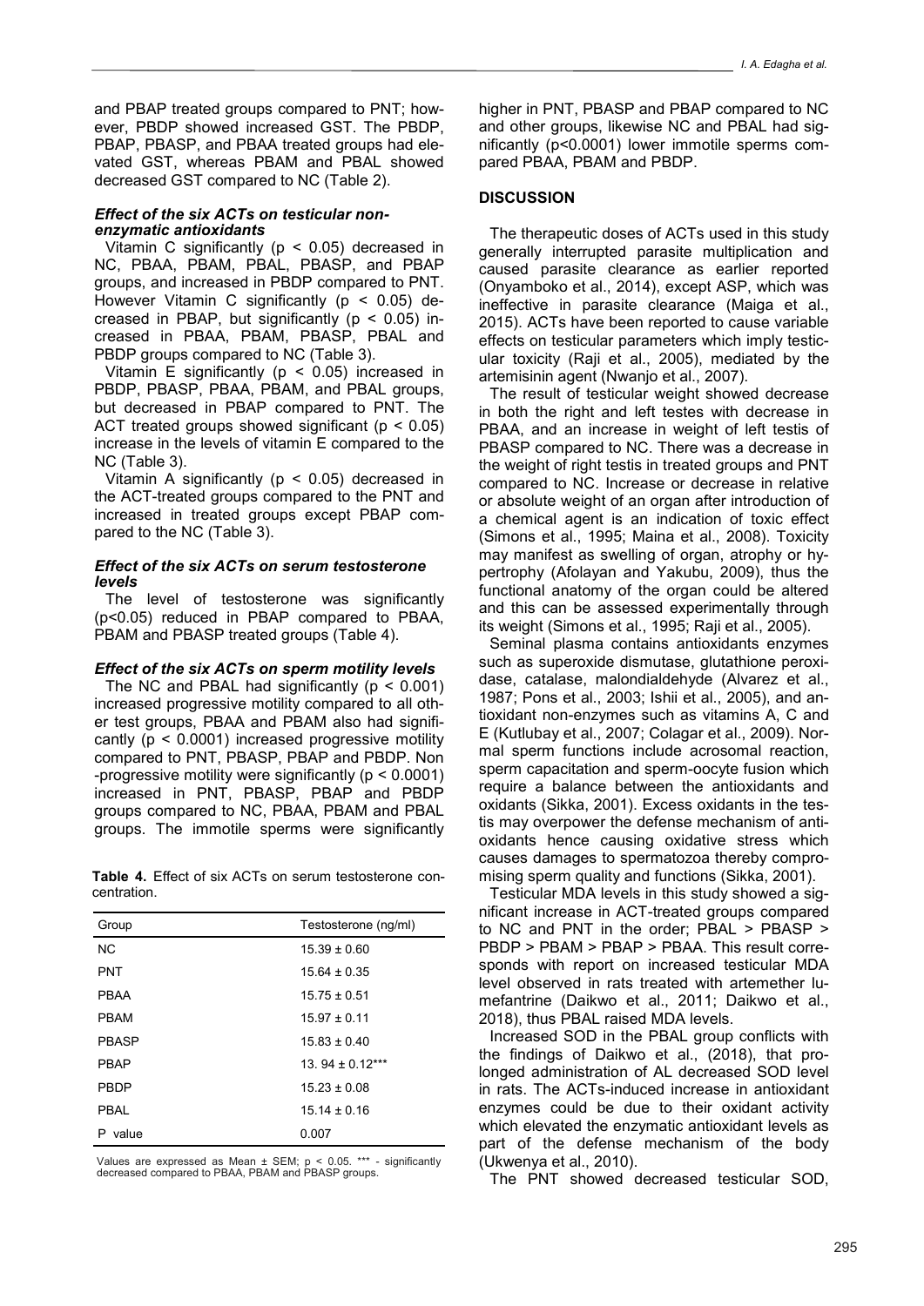and PBAP treated groups compared to PNT; however, PBDP showed increased GST. The PBDP, PBAP, PBASP, and PBAA treated groups had elevated GST, whereas PBAM and PBAL showed decreased GST compared to NC (Table 2).

### *Effect of the six ACTs on testicular non-enzymatic antioxidants*

Vitamin C significantly ($p < 0.05$) decreased in NC, PBAA, PBAM, PBAL, PBASP, and PBAP groups, and increased in PBDP compared to PNT. However Vitamin C significantly ($p < 0.05$) decreased in PBAP, but significantly ($p < 0.05$) increased in PBAA, PBAM, PBASP, PBAL and PBDP groups compared to NC (Table 3).

Vitamin E significantly ($p < 0.05$) increased in PBDP, PBASP, PBAA, PBAM, and PBAL groups, but decreased in PBAP compared to PNT. The ACT treated groups showed significant ($p < 0.05$) increase in the levels of vitamin E compared to the NC (Table 3).

Vitamin A significantly ($p < 0.05$) decreased in the ACT-treated groups compared to the PNT and increased in treated groups except PBAP compared to the NC (Table 3).

### *Effect of the six ACTs on serum testosterone levels*

The level of testosterone was significantly ($p<0.05$) reduced in PBAP compared to PBAA, PBAM and PBASP treated groups (Table 4).

### *Effect of the six ACTs on sperm motility levels*

The NC and PBAL had significantly ($p < 0.001$) increased progressive motility compared to all other test groups, PBAA and PBAM also had significantly ($p < 0.0001$) increased progressive motility compared to PNT, PBASP, PBAP and PBDP. Non-progressive motility were significantly ($p < 0.0001$) increased in PNT, PBASP, PBAP and PBDP groups compared to NC, PBAA, PBAM and PBAL groups. The immotile sperms were significantly higher in PNT, PBASP and PBAP compared to NC and other groups, likewise NC and PBAL had significantly ($p<0.0001$) lower immotile sperms compared PBAA, PBAM and PBDP.

**Table 4.** Effect of six ACTs on serum testosterone concentration.

| Group | Testosterone (ng/ml) |
|---|---|
| NC | 15.39 ± 0.60 |
| PNT | 15.64 ± 0.35 |
| PBAA | 15.75 ± 0.51 |
| PBAM | 15.97 ± 0.11 |
| PBASP | 15.83 ± 0.40 |
| PBAP | 13. 94 ± 0.12*** |
| PBDP | 15.23 ± 0.08 |
| PBAL | 15.14 ± 0.16 |
| P value | 0.007 |

Values are expressed as Mean ± SEM; $p < 0.05$. *** - significantly decreased compared to PBAA, PBAM and PBASP groups.

## DISCUSSION

The therapeutic doses of ACTs used in this study generally interrupted parasite multiplication and caused parasite clearance as earlier reported (Onyamboko et al., 2014), except ASP, which was ineffective in parasite clearance (Maiga et al., 2015). ACTs have been reported to cause variable effects on testicular parameters which imply testicular toxicity (Raji et al., 2005), mediated by the artemisinin agent (Nwanjo et al., 2007).

The result of testicular weight showed decrease in both the right and left testes with decrease in PBAA, and an increase in weight of left testis of PBASP compared to NC. There was a decrease in the weight of right testis in treated groups and PNT compared to NC. Increase or decrease in relative or absolute weight of an organ after introduction of a chemical agent is an indication of toxic effect (Simons et al., 1995; Maina et al., 2008). Toxicity may manifest as swelling of organ, atrophy or hypertrophy (Afolayan and Yakubu, 2009), thus the functional anatomy of the organ could be altered and this can be assessed experimentally through its weight (Simons et al., 1995; Raji et al., 2005).

Seminal plasma contains antioxidants enzymes such as superoxide dismutase, glutathione peroxidase, catalase, malondialdehyde (Alvarez et al., 1987; Pons et al., 2003; Ishii et al., 2005), and antioxidant non-enzymes such as vitamins A, C and E (Kutlubay et al., 2007; Colagar et al., 2009). Normal sperm functions include acrosomal reaction, sperm capacitation and sperm-oocyte fusion which require a balance between the antioxidants and oxidants (Sikka, 2001). Excess oxidants in the testis may overpower the defense mechanism of antioxidants hence causing oxidative stress which causes damages to spermatozoa thereby compromising sperm quality and functions (Sikka, 2001).

Testicular MDA levels in this study showed a significant increase in ACT-treated groups compared to NC and PNT in the order; PBAL > PBASP > PBDP > PBAM > PBAP > PBAA. This result corresponds with report on increased testicular MDA level observed in rats treated with artemether lumefantrine (Daikwo et al., 2011; Daikwo et al., 2018), thus PBAL raised MDA levels.

Increased SOD in the PBAL group conflicts with the findings of Daikwo et al., (2018), that prolonged administration of AL decreased SOD level in rats. The ACTs-induced increase in antioxidant enzymes could be due to their oxidant activity which elevated the enzymatic antioxidant levels as part of the defense mechanism of the body (Ukwenya et al., 2010).

The PNT showed decreased testicular SOD,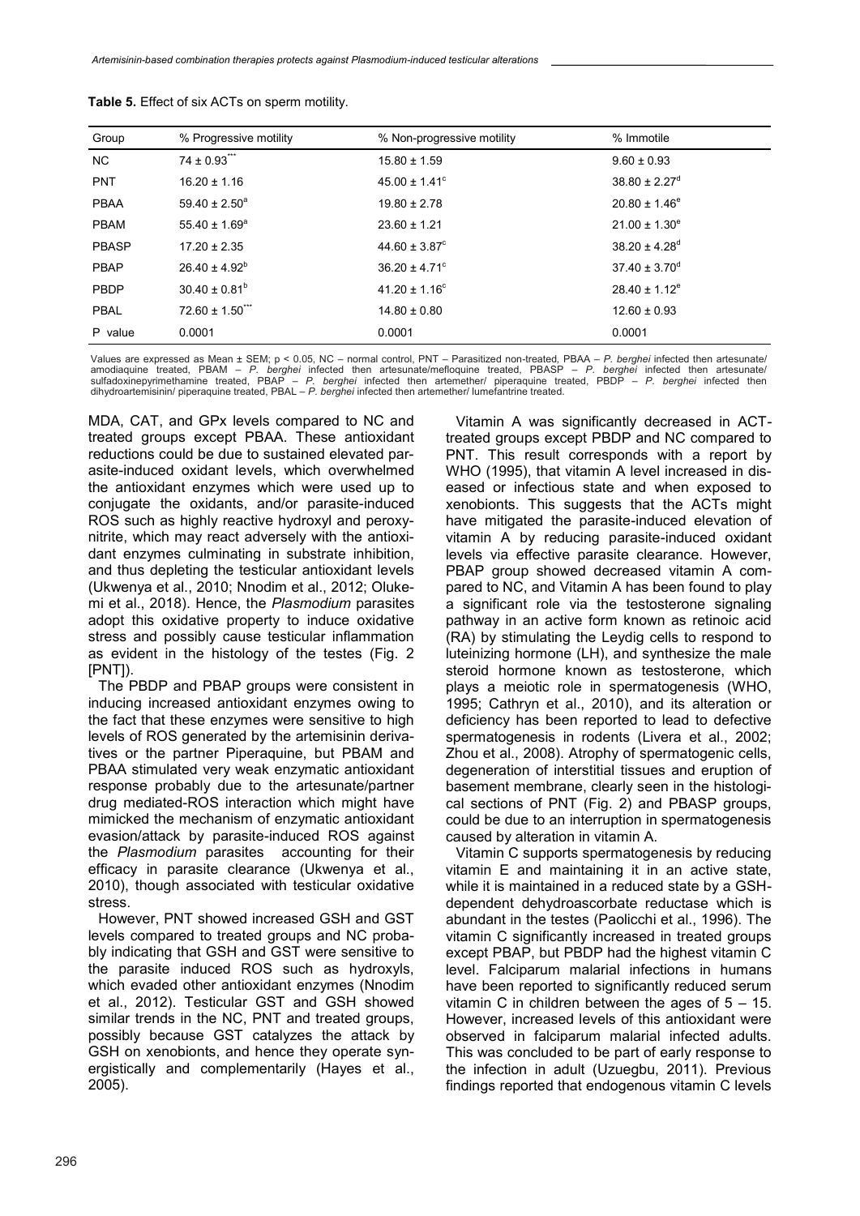**Table 5.** Effect of six ACTs on sperm motility.

| Group | % Progressive motility | % Non-progressive motility | % Immotile |
|---|---|---|---|
| NC | 74 ± 0.93*** | 15.80 ± 1.59 | 9.60 ± 0.93 |
| PNT | 16.20 ± 1.16 | 45.00 ± 1.41[c] | 38.80 ± 2.27[d] |
| PBAA | 59.40 ± 2.50[a] | 19.80 ± 2.78 | 20.80 ± 1.46[e] |
| PBAM | 55.40 ± 1.69[a] | 23.60 ± 1.21 | 21.00 ± 1.30[e] |
| PBASP | 17.20 ± 2.35 | 44.60 ± 3.87[c] | 38.20 ± 4.28[d] |
| PBAP | 26.40 ± 4.92[b] | 36.20 ± 4.71[c] | 37.40 ± 3.70[d] |
| PBDP | 30.40 ± 0.81[b] | 41.20 ± 1.16[c] | 28.40 ± 1.12[e] |
| PBAL | 72.60 ± 1.50*** | 14.80 ± 0.80 | 12.60 ± 0.93 |
| P value | 0.0001 | 0.0001 | 0.0001 |

Values are expressed as Mean ± SEM; $p < 0.05$, NC – normal control, PNT – Parasitized non-treated, PBAA – *P. berghei* infected then artesunate/ amodiaquine treated, PBAM – *P. berghei* infected then artesunate/mefloquine treated, PBASP – *P. berghei* infected then artesunate/ sulfadoxinepyrimethamine treated, PBAP – *P. berghei* infected then artemether/ piperaquine treated, PBDP – *P. berghei* infected then dihydroartemisinin/ piperaquine treated, PBAL – *P. berghei* infected then artemether/ lumefantrine treated.

MDA, CAT, and GPx levels compared to NC and treated groups except PBAA. These antioxidant reductions could be due to sustained elevated parasite-induced oxidant levels, which overwhelmed the antioxidant enzymes which were used up to conjugate the oxidants, and/or parasite-induced ROS such as highly reactive hydroxyl and peroxynitrite, which may react adversely with the antioxidant enzymes culminating in substrate inhibition, and thus depleting the testicular antioxidant levels (Ukwenya et al., 2010; Nnodim et al., 2012; Olukemi et al., 2018). Hence, the *Plasmodium* parasites adopt this oxidative property to induce oxidative stress and possibly cause testicular inflammation as evident in the histology of the testes (Fig. 2 [PNT]).

The PBDP and PBAP groups were consistent in inducing increased antioxidant enzymes owing to the fact that these enzymes were sensitive to high levels of ROS generated by the artemisinin derivatives or the partner Piperaquine, but PBAM and PBAA stimulated very weak enzymatic antioxidant response probably due to the artesunate/partner drug mediated-ROS interaction which might have mimicked the mechanism of enzymatic antioxidant evasion/attack by parasite-induced ROS against the *Plasmodium* parasites accounting for their efficacy in parasite clearance (Ukwenya et al., 2010), though associated with testicular oxidative stress.

However, PNT showed increased GSH and GST levels compared to treated groups and NC probably indicating that GSH and GST were sensitive to the parasite induced ROS such as hydroxyls, which evaded other antioxidant enzymes (Nnodim et al., 2012). Testicular GST and GSH showed similar trends in the NC, PNT and treated groups, possibly because GST catalyzes the attack by GSH on xenobionts, and hence they operate synergistically and complementarily (Hayes et al., 2005).

Vitamin A was significantly decreased in ACT-treated groups except PBDP and NC compared to PNT. This result corresponds with a report by WHO (1995), that vitamin A level increased in diseased or infectious state and when exposed to xenobionts. This suggests that the ACTs might have mitigated the parasite-induced elevation of vitamin A by reducing parasite-induced oxidant levels via effective parasite clearance. However, PBAP group showed decreased vitamin A compared to NC, and Vitamin A has been found to play a significant role via the testosterone signaling pathway in an active form known as retinoic acid (RA) by stimulating the Leydig cells to respond to luteinizing hormone (LH), and synthesize the male steroid hormone known as testosterone, which plays a meiotic role in spermatogenesis (WHO, 1995; Cathryn et al., 2010), and its alteration or deficiency has been reported to lead to defective spermatogenesis in rodents (Livera et al., 2002; Zhou et al., 2008). Atrophy of spermatogenic cells, degeneration of interstitial tissues and eruption of basement membrane, clearly seen in the histological sections of PNT (Fig. 2) and PBASP groups, could be due to an interruption in spermatogenesis caused by alteration in vitamin A.

Vitamin C supports spermatogenesis by reducing vitamin E and maintaining it in an active state, while it is maintained in a reduced state by a GSH-dependent dehydroascorbate reductase which is abundant in the testes (Paolicchi et al., 1996). The vitamin C significantly increased in treated groups except PBAP, but PBDP had the highest vitamin C level. Falciparum malarial infections in humans have been reported to significantly reduced serum vitamin C in children between the ages of 5 – 15. However, increased levels of this antioxidant were observed in falciparum malarial infected adults. This was concluded to be part of early response to the infection in adult (Uzuegbu, 2011). Previous findings reported that endogenous vitamin C levels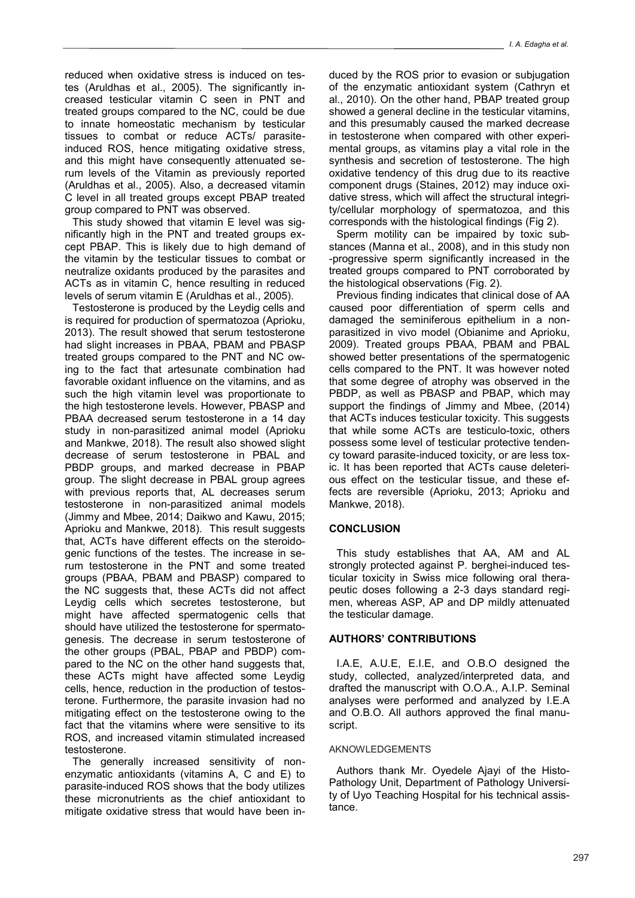reduced when oxidative stress is induced on testes (Aruldhas et al., 2005). The significantly increased testicular vitamin C seen in PNT and treated groups compared to the NC, could be due to innate homeostatic mechanism by testicular tissues to combat or reduce ACTs/ parasite-induced ROS, hence mitigating oxidative stress, and this might have consequently attenuated serum levels of the Vitamin as previously reported (Aruldhas et al., 2005). Also, a decreased vitamin C level in all treated groups except PBAP treated group compared to PNT was observed.

This study showed that vitamin E level was significantly high in the PNT and treated groups except PBAP. This is likely due to high demand of the vitamin by the testicular tissues to combat or neutralize oxidants produced by the parasites and ACTs as in vitamin C, hence resulting in reduced levels of serum vitamin E (Aruldhas et al., 2005).

Testosterone is produced by the Leydig cells and is required for production of spermatozoa (Aprioku, 2013). The result showed that serum testosterone had slight increases in PBAA, PBAM and PBASP treated groups compared to the PNT and NC owing to the fact that artesunate combination had favorable oxidant influence on the vitamins, and as such the high vitamin level was proportionate to the high testosterone levels. However, PBASP and PBAA decreased serum testosterone in a 14 day study in non-parasitized animal model (Aprioku and Mankwe, 2018). The result also showed slight decrease of serum testosterone in PBAL and PBDP groups, and marked decrease in PBAP group. The slight decrease in PBAL group agrees with previous reports that, AL decreases serum testosterone in non-parasitized animal models (Jimmy and Mbee, 2014; Daikwo and Kawu, 2015; Aprioku and Mankwe, 2018). This result suggests that, ACTs have different effects on the steroidogenic functions of the testes. The increase in serum testosterone in the PNT and some treated groups (PBAA, PBAM and PBASP) compared to the NC suggests that, these ACTs did not affect Leydig cells which secretes testosterone, but might have affected spermatogenic cells that should have utilized the testosterone for spermatogenesis. The decrease in serum testosterone of the other groups (PBAL, PBAP and PBDP) compared to the NC on the other hand suggests that, these ACTs might have affected some Leydig cells, hence, reduction in the production of testosterone. Furthermore, the parasite invasion had no mitigating effect on the testosterone owing to the fact that the vitamins where were sensitive to its ROS, and increased vitamin stimulated increased testosterone.

The generally increased sensitivity of non-enzymatic antioxidants (vitamins A, C and E) to parasite-induced ROS shows that the body utilizes these micronutrients as the chief antioxidant to mitigate oxidative stress that would have been induced by the ROS prior to evasion or subjugation of the enzymatic antioxidant system (Cathryn et al., 2010). On the other hand, PBAP treated group showed a general decline in the testicular vitamins, and this presumably caused the marked decrease in testosterone when compared with other experimental groups, as vitamins play a vital role in the synthesis and secretion of testosterone. The high oxidative tendency of this drug due to its reactive component drugs (Staines, 2012) may induce oxidative stress, which will affect the structural integrity/cellular morphology of spermatozoa, and this corresponds with the histological findings (Fig 2).

Sperm motility can be impaired by toxic substances (Manna et al., 2008), and in this study non-progressive sperm significantly increased in the treated groups compared to PNT corroborated by the histological observations (Fig. 2).

Previous finding indicates that clinical dose of AA caused poor differentiation of sperm cells and damaged the seminiferous epithelium in a non-parasitized in vivo model (Obianime and Aprioku, 2009). Treated groups PBAA, PBAM and PBAL showed better presentations of the spermatogenic cells compared to the PNT. It was however noted that some degree of atrophy was observed in the PBDP, as well as PBASP and PBAP, which may support the findings of Jimmy and Mbee, (2014) that ACTs induces testicular toxicity. This suggests that while some ACTs are testiculo-toxic, others possess some level of testicular protective tendency toward parasite-induced toxicity, or are less toxic. It has been reported that ACTs cause deleterious effect on the testicular tissue, and these effects are reversible (Aprioku, 2013; Aprioku and Mankwe, 2018).

## CONCLUSION

This study establishes that AA, AM and AL strongly protected against P. berghei-induced testicular toxicity in Swiss mice following oral therapeutic doses following a 2-3 days standard regimen, whereas ASP, AP and DP mildly attenuated the testicular damage.

## AUTHORS' CONTRIBUTIONS

I.A.E, A.U.E, E.I.E, and O.B.O designed the study, collected, analyzed/interpreted data, and drafted the manuscript with O.O.A., A.I.P. Seminal analyses were performed and analyzed by I.E.A and O.B.O. All authors approved the final manuscript.

### AKNOWLEDGEMENTS

Authors thank Mr. Oyedele Ajayi of the Histo-Pathology Unit, Department of Pathology University of Uyo Teaching Hospital for his technical assistance.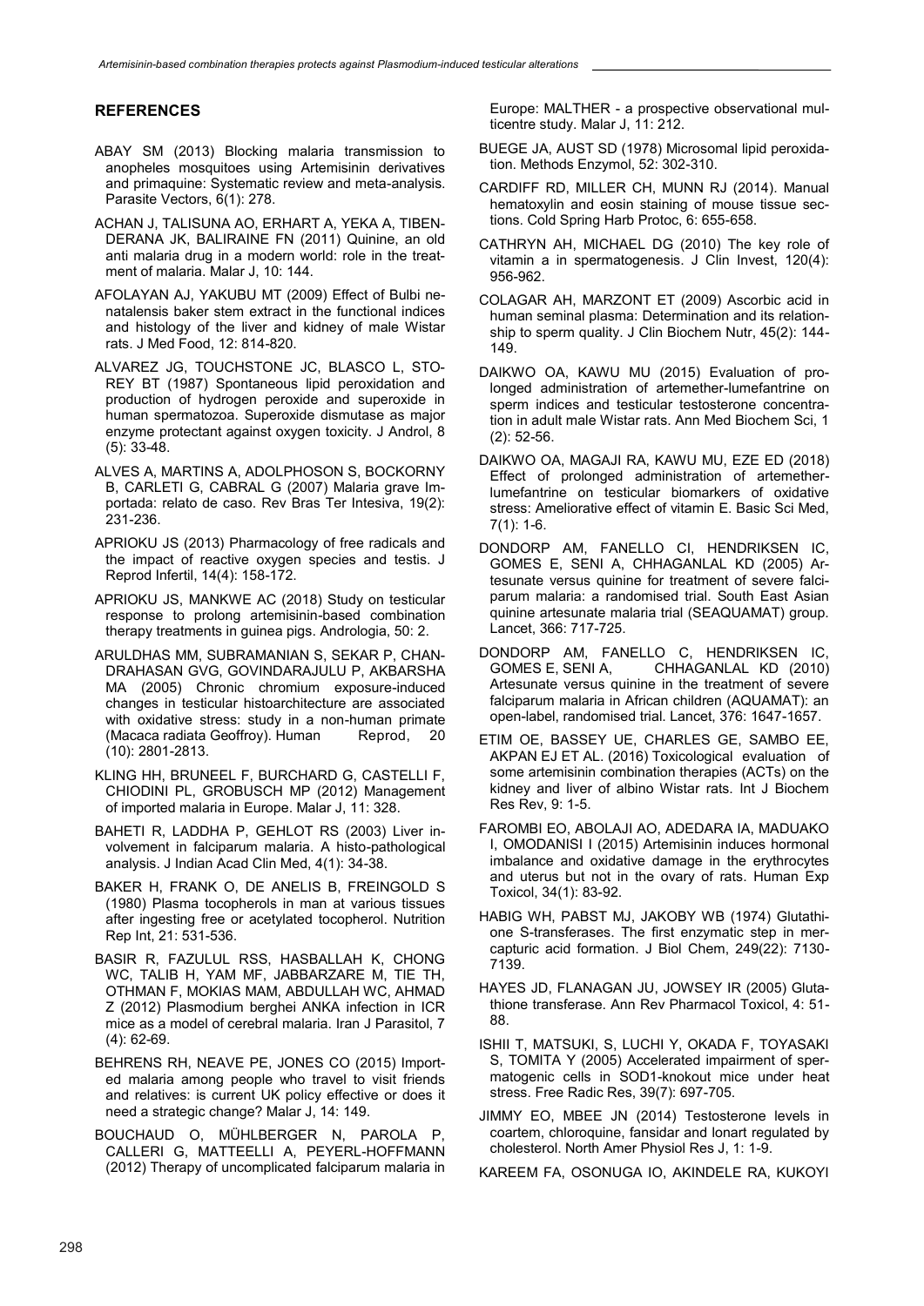## REFERENCES

ABAY SM (2013) Blocking malaria transmission to anopheles mosquitoes using Artemisinin derivatives and primaquine: Systematic review and meta-analysis. Parasite Vectors, 6(1): 278.

ACHAN J, TALISUNA AO, ERHART A, YEKA A, TIBENDERANA JK, BALIRAINE FN (2011) Quinine, an old anti malaria drug in a modern world: role in the treatment of malaria. Malar J, 10: 144.

AFOLAYAN AJ, YAKUBU MT (2009) Effect of Bulbi nenatalensis baker stem extract in the functional indices and histology of the liver and kidney of male Wistar rats. J Med Food, 12: 814-820.

ALVAREZ JG, TOUCHSTONE JC, BLASCO L, STOREY BT (1987) Spontaneous lipid peroxidation and production of hydrogen peroxide and superoxide in human spermatozoa. Superoxide dismutase as major enzyme protectant against oxygen toxicity. J Androl, 8 (5): 33-48.

ALVES A, MARTINS A, ADOLPHOSON S, BOCKORNY B, CARLETI G, CABRAL G (2007) Malaria grave Importada: relato de caso. Rev Bras Ter Intesiva, 19(2): 231-236.

APRIOKU JS (2013) Pharmacology of free radicals and the impact of reactive oxygen species and testis. J Reprod Infertil, 14(4): 158-172.

APRIOKU JS, MANKWE AC (2018) Study on testicular response to prolong artemisinin-based combination therapy treatments in guinea pigs. Andrologia, 50: 2.

ARULDHAS MM, SUBRAMANIAN S, SEKAR P, CHANDRAHASAN GVG, GOVINDARAJULU P, AKBARSHA MA (2005) Chronic chromium exposure-induced changes in testicular histoarchitecture are associated with oxidative stress: study in a non-human primate (Macaca radiata Geoffroy). Human Reprod, 20 (10): 2801-2813.

KLING HH, BRUNEEL F, BURCHARD G, CASTELLI F, CHIODINI PL, GROBUSCH MP (2012) Management of imported malaria in Europe. Malar J, 11: 328.

BAHETI R, LADDHA P, GEHLOT RS (2003) Liver involvement in falciparum malaria. A histo-pathological analysis. J Indian Acad Clin Med, 4(1): 34-38.

BAKER H, FRANK O, DE ANELIS B, FREINGOLD S (1980) Plasma tocopherols in man at various tissues after ingesting free or acetylated tocopherol. Nutrition Rep Int, 21: 531-536.

BASIR R, FAZULUL RSS, HASBALLAH K, CHONG WC, TALIB H, YAM MF, JABBARZARE M, TIE TH, OTHMAN F, MOKIAS MAM, ABDULLAH WC, AHMAD Z (2012) Plasmodium berghei ANKA infection in ICR mice as a model of cerebral malaria. Iran J Parasitol, 7 (4): 62-69.

BEHRENS RH, NEAVE PE, JONES CO (2015) Imported malaria among people who travel to visit friends and relatives: is current UK policy effective or does it need a strategic change? Malar J, 14: 149.

BOUCHAUD O, MÜHLBERGER N, PAROLA P, CALLERI G, MATTEELLI A, PEYERL-HOFFMANN (2012) Therapy of uncomplicated falciparum malaria in Europe: MALTHER - a prospective observational multicentre study. Malar J, 11: 212.

BUEGE JA, AUST SD (1978) Microsomal lipid peroxidation. Methods Enzymol, 52: 302-310.

CARDIFF RD, MILLER CH, MUNN RJ (2014). Manual hematoxylin and eosin staining of mouse tissue sections. Cold Spring Harb Protoc, 6: 655-658.

CATHRYN AH, MICHAEL DG (2010) The key role of vitamin a in spermatogenesis. J Clin Invest, 120(4): 956-962.

COLAGAR AH, MARZONT ET (2009) Ascorbic acid in human seminal plasma: Determination and its relationship to sperm quality. J Clin Biochem Nutr, 45(2): 144-149.

DAIKWO OA, KAWU MU (2015) Evaluation of prolonged administration of artemether-lumefantrine on sperm indices and testicular testosterone concentration in adult male Wistar rats. Ann Med Biochem Sci, 1 (2): 52-56.

DAIKWO OA, MAGAJI RA, KAWU MU, EZE ED (2018) Effect of prolonged administration of artemether-lumefantrine on testicular biomarkers of oxidative stress: Ameliorative effect of vitamin E. Basic Sci Med, 7(1): 1-6.

DONDORP AM, FANELLO CI, HENDRIKSEN IC, GOMES E, SENI A, CHHAGANLAL KD (2005) Artesunate versus quinine for treatment of severe falciparum malaria: a randomised trial. South East Asian quinine artesunate malaria trial (SEAQUAMAT) group. Lancet, 366: 717-725.

DONDORP AM, FANELLO C, HENDRIKSEN IC, GOMES E, SENI A, CHHAGANLAL KD (2010) Artesunate versus quinine in the treatment of severe falciparum malaria in African children (AQUAMAT): an open-label, randomised trial. Lancet, 376: 1647-1657.

ETIM OE, BASSEY UE, CHARLES GE, SAMBO EE, AKPAN EJ ET AL. (2016) Toxicological evaluation of some artemisinin combination therapies (ACTs) on the kidney and liver of albino Wistar rats. Int J Biochem Res Rev, 9: 1-5.

FAROMBI EO, ABOLAJI AO, ADEDARA IA, MADUAKO I, OMODANISI I (2015) Artemisinin induces hormonal imbalance and oxidative damage in the erythrocytes and uterus but not in the ovary of rats. Human Exp Toxicol, 34(1): 83-92.

HABIG WH, PABST MJ, JAKOBY WB (1974) Glutathione S-transferases. The first enzymatic step in mercapturic acid formation. J Biol Chem, 249(22): 7130-7139.

HAYES JD, FLANAGAN JU, JOWSEY IR (2005) Glutathione transferase. Ann Rev Pharmacol Toxicol, 4: 51-88.

ISHII T, MATSUKI, S, LUCHI Y, OKADA F, TOYASAKI S, TOMITA Y (2005) Accelerated impairment of spermatogenic cells in SOD1-knokout mice under heat stress. Free Radic Res, 39(7): 697-705.

JIMMY EO, MBEE JN (2014) Testosterone levels in coartem, chloroquine, fansidar and lonart regulated by cholesterol. North Amer Physiol Res J, 1: 1-9.

KAREEM FA, OSONUGA IO, AKINDELE RA, KUKOYI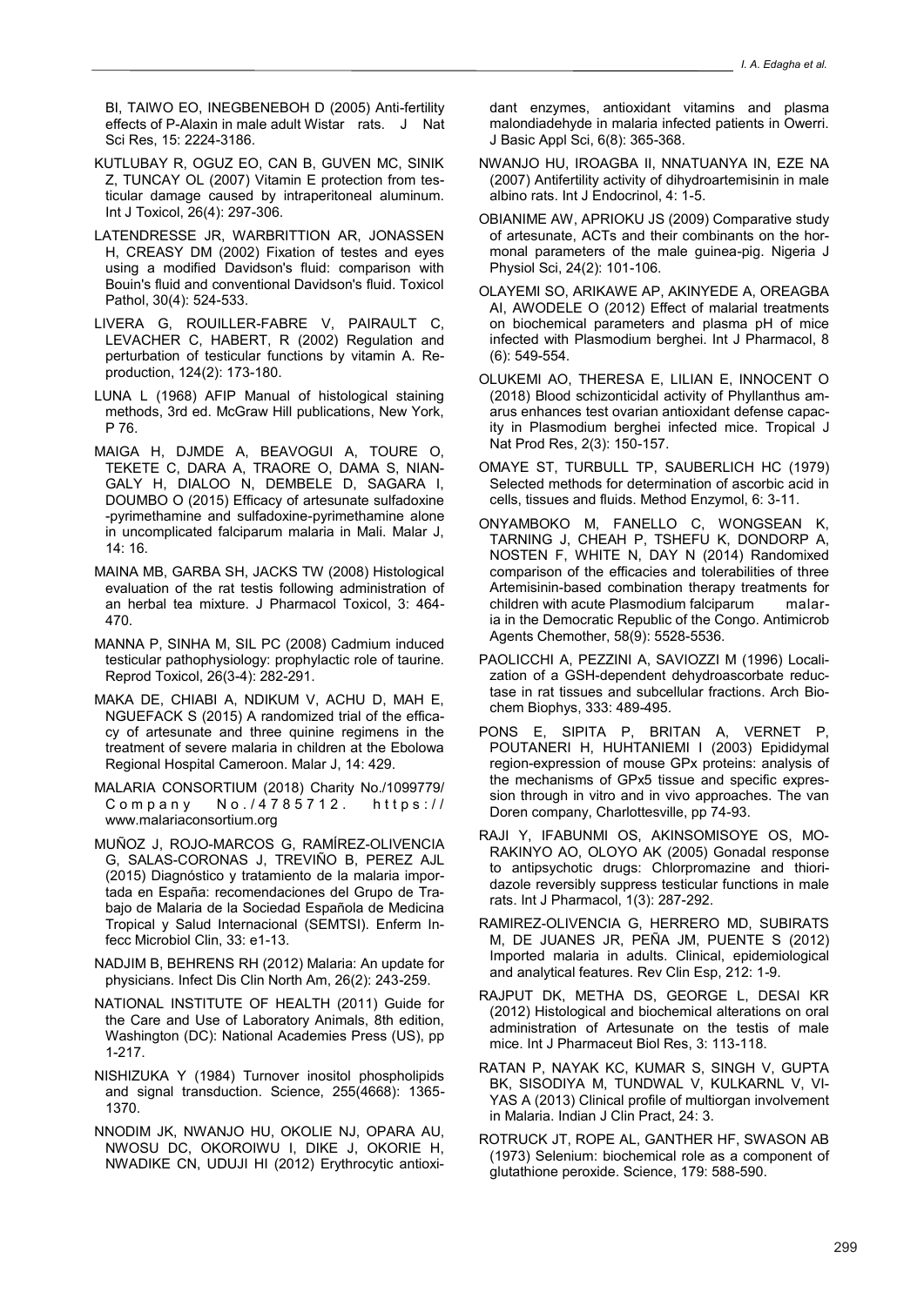BI, TAIWO EO, INEGBENEBOH D (2005) Anti-fertility effects of P-Alaxin in male adult Wistar rats. J Nat Sci Res, 15: 2224-3186.

KUTLUBAY R, OGUZ EO, CAN B, GUVEN MC, SINIK Z, TUNCAY OL (2007) Vitamin E protection from testicular damage caused by intraperitoneal aluminum. Int J Toxicol, 26(4): 297-306.

LATENDRESSE JR, WARBRITTION AR, JONASSEN H, CREASY DM (2002) Fixation of testes and eyes using a modified Davidson's fluid: comparison with Bouin's fluid and conventional Davidson's fluid. Toxicol Pathol, 30(4): 524-533.

LIVERA G, ROUILLER-FABRE V, PAIRAULT C, LEVACHER C, HABERT, R (2002) Regulation and perturbation of testicular functions by vitamin A. Reproduction, 124(2): 173-180.

LUNA L (1968) AFIP Manual of histological staining methods, 3rd ed. McGraw Hill publications, New York, P 76.

MAIGA H, DJMDE A, BEAVOGUI A, TOURE O, TEKETE C, DARA A, TRAORE O, DAMA S, NIANGALY H, DIALOO N, DEMBELE D, SAGARA I, DOUMBO O (2015) Efficacy of artesunate sulfadoxine -pyrimethamine and sulfadoxine-pyrimethamine alone in uncomplicated falciparum malaria in Mali. Malar J, 14: 16.

MAINA MB, GARBA SH, JACKS TW (2008) Histological evaluation of the rat testis following administration of an herbal tea mixture. J Pharmacol Toxicol, 3: 464-470.

MANNA P, SINHA M, SIL PC (2008) Cadmium induced testicular pathophysiology: prophylactic role of taurine. Reprod Toxicol, 26(3-4): 282-291.

MAKA DE, CHIABI A, NDIKUM V, ACHU D, MAH E, NGUEFACK S (2015) A randomized trial of the efficacy of artesunate and three quinine regimens in the treatment of severe malaria in children at the Ebolowa Regional Hospital Cameroon. Malar J, 14: 429.

MALARIA CONSORTIUM (2018) Charity No./1099779/ Company No./4785712. https://www.malariaconsortium.org

MUÑOZ J, ROJO-MARCOS G, RAMÍREZ-OLIVENCIA G, SALAS-CORONAS J, TREVIÑO B, PEREZ AJL (2015) Diagnóstico y tratamiento de la malaria importada en España: recomendaciones del Grupo de Trabajo de Malaria de la Sociedad Española de Medicina Tropical y Salud Internacional (SEMTSI). Enferm Infecc Microbiol Clin, 33: e1-13.

NADJIM B, BEHRENS RH (2012) Malaria: An update for physicians. Infect Dis Clin North Am, 26(2): 243-259.

NATIONAL INSTITUTE OF HEALTH (2011) Guide for the Care and Use of Laboratory Animals, 8th edition, Washington (DC): National Academies Press (US), pp 1-217.

NISHIZUKA Y (1984) Turnover inositol phospholipids and signal transduction. Science, 255(4668): 1365-1370.

NNODIM JK, NWANJO HU, OKOLIE NJ, OPARA AU, NWOSU DC, OKOROIWU I, DIKE J, OKORIE H, NWADIKE CN, UDUJI HI (2012) Erythrocytic antioxidant enzymes, antioxidant vitamins and plasma malondiadehyde in malaria infected patients in Owerri. J Basic Appl Sci, 6(8): 365-368.

NWANJO HU, IROAGBA II, NNATUANYA IN, EZE NA (2007) Antifertility activity of dihydroartemisinin in male albino rats. Int J Endocrinol, 4: 1-5.

OBIANIME AW, APRIOKU JS (2009) Comparative study of artesunate, ACTs and their combinants on the hormonal parameters of the male guinea-pig. Nigeria J Physiol Sci, 24(2): 101-106.

OLAYEMI SO, ARIKAWE AP, AKINYEDE A, OREAGBA AI, AWODELE O (2012) Effect of malarial treatments on biochemical parameters and plasma pH of mice infected with Plasmodium berghei. Int J Pharmacol, 8 (6): 549-554.

OLUKEMI AO, THERESA E, LILIAN E, INNOCENT O (2018) Blood schizonticidal activity of Phyllanthus amarus enhances test ovarian antioxidant defense capacity in Plasmodium berghei infected mice. Tropical J Nat Prod Res, 2(3): 150-157.

OMAYE ST, TURBULL TP, SAUBERLICH HC (1979) Selected methods for determination of ascorbic acid in cells, tissues and fluids. Method Enzymol, 6: 3-11.

ONYAMBOKO M, FANELLO C, WONGSEAN K, TARNING J, CHEAH P, TSHEFU K, DONDORP A, NOSTEN F, WHITE N, DAY N (2014) Randomixed comparison of the efficacies and tolerabilities of three Artemisinin-based combination therapy treatments for children with acute Plasmodium falciparum malaria in the Democratic Republic of the Congo. Antimicrob Agents Chemother, 58(9): 5528-5536.

PAOLICCHI A, PEZZINI A, SAVIOZZI M (1996) Localization of a GSH-dependent dehydroascorbate reductase in rat tissues and subcellular fractions. Arch Biochem Biophys, 333: 489-495.

PONS E, SIPITA P, BRITAN A, VERNET P, POUTANERI H, HUHTANIEMI I (2003) Epididymal region-expression of mouse GPx proteins: analysis of the mechanisms of GPx5 tissue and specific expression through in vitro and in vivo approaches. The van Doren company, Charlottesville, pp 74-93.

RAJI Y, IFABUNMI OS, AKINSOMISOYE OS, MORAKINYO AO, OLOYO AK (2005) Gonadal response to antipsychotic drugs: Chlorpromazine and thioridazole reversibly suppress testicular functions in male rats. Int J Pharmacol, 1(3): 287-292.

RAMIREZ-OLIVENCIA G, HERRERO MD, SUBIRATS M, DE JUANES JR, PEÑA JM, PUENTE S (2012) Imported malaria in adults. Clinical, epidemiological and analytical features. Rev Clin Esp, 212: 1-9.

RAJPUT DK, METHA DS, GEORGE L, DESAI KR (2012) Histological and biochemical alterations on oral administration of Artesunate on the testis of male mice. Int J Pharmaceut Biol Res, 3: 113-118.

RATAN P, NAYAK KC, KUMAR S, SINGH V, GUPTA BK, SISODIYA M, TUNDWAL V, KULKARNL V, VIYAS A (2013) Clinical profile of multiorgan involvement in Malaria. Indian J Clin Pract, 24: 3.

ROTRUCK JT, ROPE AL, GANTHER HF, SWASON AB (1973) Selenium: biochemical role as a component of glutathione peroxide. Science, 179: 588-590.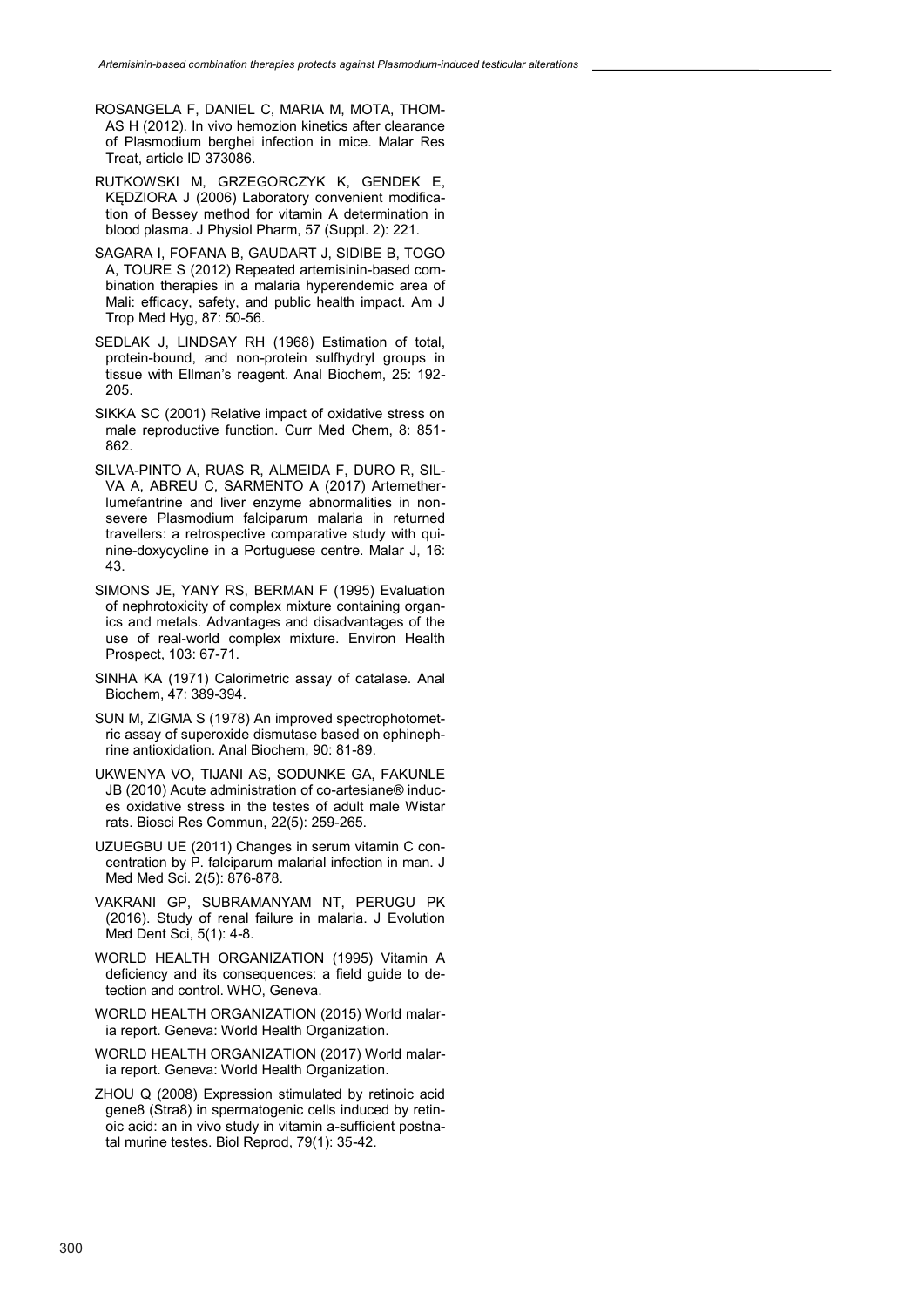ROSANGELA F, DANIEL C, MARIA M, MOTA, THOMAS H (2012). In vivo hemozion kinetics after clearance of Plasmodium berghei infection in mice. Malar Res Treat, article ID 373086.

RUTKOWSKI M, GRZEGORCZYK K, GENDEK E, KĘDZIORA J (2006) Laboratory convenient modification of Bessey method for vitamin A determination in blood plasma. J Physiol Pharm, 57 (Suppl. 2): 221.

SAGARA I, FOFANA B, GAUDART J, SIDIBE B, TOGO A, TOURE S (2012) Repeated artemisinin-based combination therapies in a malaria hyperendemic area of Mali: efficacy, safety, and public health impact. Am J Trop Med Hyg, 87: 50-56.

SEDLAK J, LINDSAY RH (1968) Estimation of total, protein-bound, and non-protein sulfhydryl groups in tissue with Ellman's reagent. Anal Biochem, 25: 192-205.

SIKKA SC (2001) Relative impact of oxidative stress on male reproductive function. Curr Med Chem, 8: 851-862.

SILVA-PINTO A, RUAS R, ALMEIDA F, DURO R, SILVA A, ABREU C, SARMENTO A (2017) Artemether-lumefantrine and liver enzyme abnormalities in non-severe Plasmodium falciparum malaria in returned travellers: a retrospective comparative study with quinine-doxycycline in a Portuguese centre. Malar J, 16: 43.

SIMONS JE, YANY RS, BERMAN F (1995) Evaluation of nephrotoxicity of complex mixture containing organics and metals. Advantages and disadvantages of the use of real-world complex mixture. Environ Health Prospect, 103: 67-71.

SINHA KA (1971) Calorimetric assay of catalase. Anal Biochem, 47: 389-394.

SUN M, ZIGMA S (1978) An improved spectrophotometric assay of superoxide dismutase based on ephinephrine antioxidation. Anal Biochem, 90: 81-89.

UKWENYA VO, TIJANI AS, SODUNKE GA, FAKUNLE JB (2010) Acute administration of co-artesiane® induces oxidative stress in the testes of adult male Wistar rats. Biosci Res Commun, 22(5): 259-265.

UZUEGBU UE (2011) Changes in serum vitamin C concentration by P. falciparum malarial infection in man. J Med Med Sci. 2(5): 876-878.

VAKRANI GP, SUBRAMANYAM NT, PERUGU PK (2016). Study of renal failure in malaria. J Evolution Med Dent Sci, 5(1): 4-8.

WORLD HEALTH ORGANIZATION (1995) Vitamin A deficiency and its consequences: a field guide to detection and control. WHO, Geneva.

WORLD HEALTH ORGANIZATION (2015) World malaria report. Geneva: World Health Organization.

WORLD HEALTH ORGANIZATION (2017) World malaria report. Geneva: World Health Organization.

ZHOU Q (2008) Expression stimulated by retinoic acid gene8 (Stra8) in spermatogenic cells induced by retinoic acid: an in vivo study in vitamin a-sufficient postnatal murine testes. Biol Reprod, 79(1): 35-42.